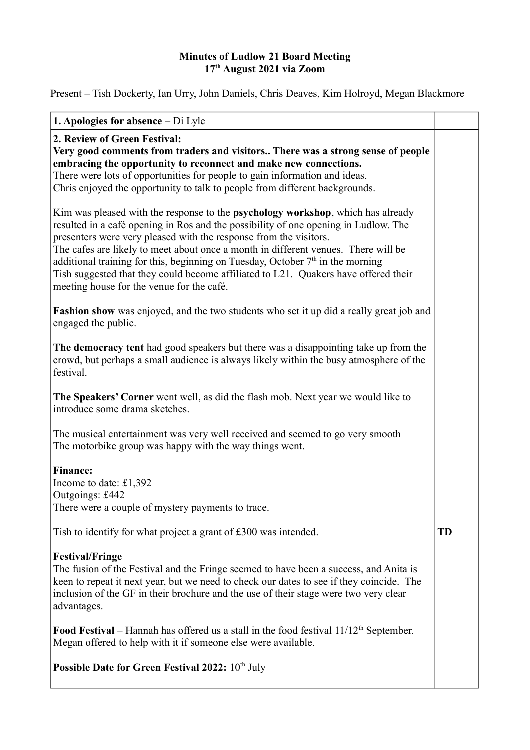**Minutes of Ludlow 21 Board Meeting**
**17th August 2021 via Zoom**

Present – Tish Dockerty, Ian Urry, John Daniels, Chris Deaves, Kim Holroyd, Megan Blackmore

| **1. Apologies for absence** – Di Lyle | |
|---|---|
| **2. Review of Green Festival:**<br>**Very good comments from traders and visitors.. There was a strong sense of people embracing the opportunity to reconnect and make new connections.**<br>There were lots of opportunities for people to gain information and ideas.<br>Chris enjoyed the opportunity to talk to people from different backgrounds.<br><br>Kim was pleased with the response to the **psychology workshop**, which has already resulted in a café opening in Ros and the possibility of one opening in Ludlow. The presenters were very pleased with the response from the visitors.<br>The cafes are likely to meet about once a month in different venues. There will be additional training for this, beginning on Tuesday, October 7th in the morning<br>Tish suggested that they could become affiliated to L21. Quakers have offered their meeting house for the venue for the café.<br><br>**Fashion show** was enjoyed, and the two students who set it up did a really great job and engaged the public.<br><br>**The democracy tent** had good speakers but there was a disappointing take up from the crowd, but perhaps a small audience is always likely within the busy atmosphere of the festival.<br><br>**The Speakers' Corner** went well, as did the flash mob. Next year we would like to introduce some drama sketches.<br><br>The musical entertainment was very well received and seemed to go very smooth<br>The motorbike group was happy with the way things went.<br><br>**Finance:**<br>Income to date: £1,392<br>Outgoings: £442<br>There were a couple of mystery payments to trace.<br><br>Tish to identify for what project a grant of £300 was intended.<br><br>**Festival/Fringe**<br>The fusion of the Festival and the Fringe seemed to have been a success, and Anita is keen to repeat it next year, but we need to check our dates to see if they coincide. The inclusion of the GF in their brochure and the use of their stage were two very clear advantages.<br><br>**Food Festival** – Hannah has offered us a stall in the food festival 11/12th September. Megan offered to help with it if someone else were available.<br><br>**Possible Date for Green Festival 2022:** 10th July | **TD** |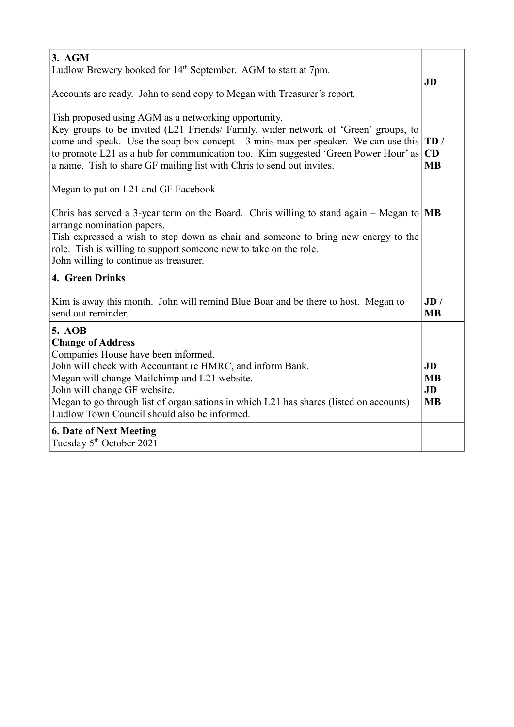| | |
|---|---|
| **3. AGM**<br>Ludlow Brewery booked for 14th September. AGM to start at 7pm.<br><br>Accounts are ready. John to send copy to Megan with Treasurer's report.<br><br>Tish proposed using AGM as a networking opportunity.<br>Key groups to be invited (L21 Friends/ Family, wider network of 'Green' groups, to come and speak. Use the soap box concept – 3 mins max per speaker. We can use this to promote L21 as a hub for communication too. Kim suggested 'Green Power Hour' as a name. Tish to share GF mailing list with Chris to send out invites.<br><br>Megan to put on L21 and GF Facebook<br><br>Chris has served a 3-year term on the Board. Chris willing to stand again – Megan to arrange nomination papers.<br>Tish expressed a wish to step down as chair and someone to bring new energy to the role. Tish is willing to support someone new to take on the role.<br>John willing to continue as treasurer. | **JD**<br><br>**TD / CD**<br>**MB**<br><br>**MB** |
| **4. Green Drinks**<br><br>Kim is away this month. John will remind Blue Boar and be there to host. Megan to send out reminder. | **JD / MB** |
| **5. AOB**<br>**Change of Address**<br>Companies House have been informed.<br>John will check with Accountant re HMRC, and inform Bank.<br>Megan will change Mailchimp and L21 website.<br>John will change GF website.<br>Megan to go through list of organisations in which L21 has shares (listed on accounts)<br>Ludlow Town Council should also be informed. | <br><br><br>**JD**<br>**MB**<br>**JD**<br>**MB** |
| **6. Date of Next Meeting**<br>Tuesday 5th October 2021 | |